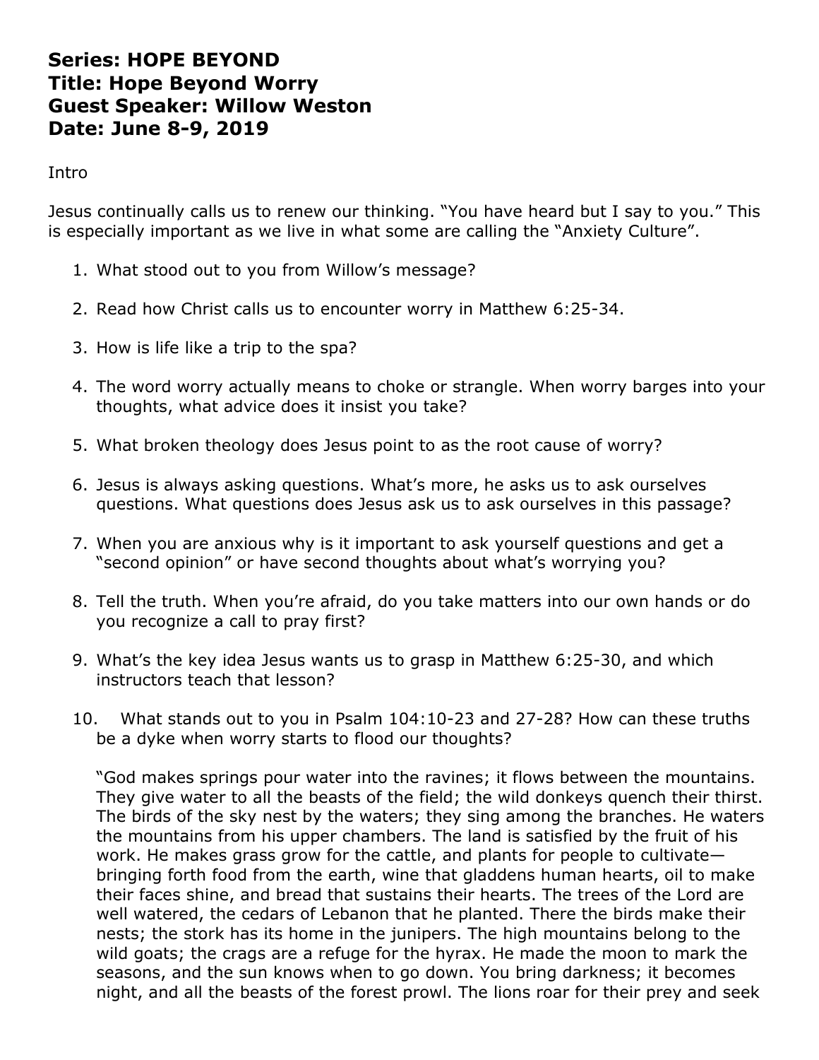**Series: HOPE BEYOND**
**Title: Hope Beyond Worry**
**Guest Speaker: Willow Weston**
**Date: June 8-9, 2019**

Intro

Jesus continually calls us to renew our thinking. "You have heard but I say to you." This is especially important as we live in what some are calling the "Anxiety Culture".

1. What stood out to you from Willow's message?

2. Read how Christ calls us to encounter worry in Matthew 6:25-34.

3. How is life like a trip to the spa?

4. The word worry actually means to choke or strangle. When worry barges into your thoughts, what advice does it insist you take?

5. What broken theology does Jesus point to as the root cause of worry?

6. Jesus is always asking questions. What's more, he asks us to ask ourselves questions. What questions does Jesus ask us to ask ourselves in this passage?

7. When you are anxious why is it important to ask yourself questions and get a "second opinion" or have second thoughts about what's worrying you?

8. Tell the truth. When you're afraid, do you take matters into our own hands or do you recognize a call to pray first?

9. What's the key idea Jesus wants us to grasp in Matthew 6:25-30, and which instructors teach that lesson?

10. What stands out to you in Psalm 104:10-23 and 27-28? How can these truths be a dyke when worry starts to flood our thoughts?

    "God makes springs pour water into the ravines; it flows between the mountains. They give water to all the beasts of the field; the wild donkeys quench their thirst. The birds of the sky nest by the waters; they sing among the branches. He waters the mountains from his upper chambers. The land is satisfied by the fruit of his work. He makes grass grow for the cattle, and plants for people to cultivate—bringing forth food from the earth, wine that gladdens human hearts, oil to make their faces shine, and bread that sustains their hearts. The trees of the Lord are well watered, the cedars of Lebanon that he planted. There the birds make their nests; the stork has its home in the junipers. The high mountains belong to the wild goats; the crags are a refuge for the hyrax. He made the moon to mark the seasons, and the sun knows when to go down. You bring darkness; it becomes night, and all the beasts of the forest prowl. The lions roar for their prey and seek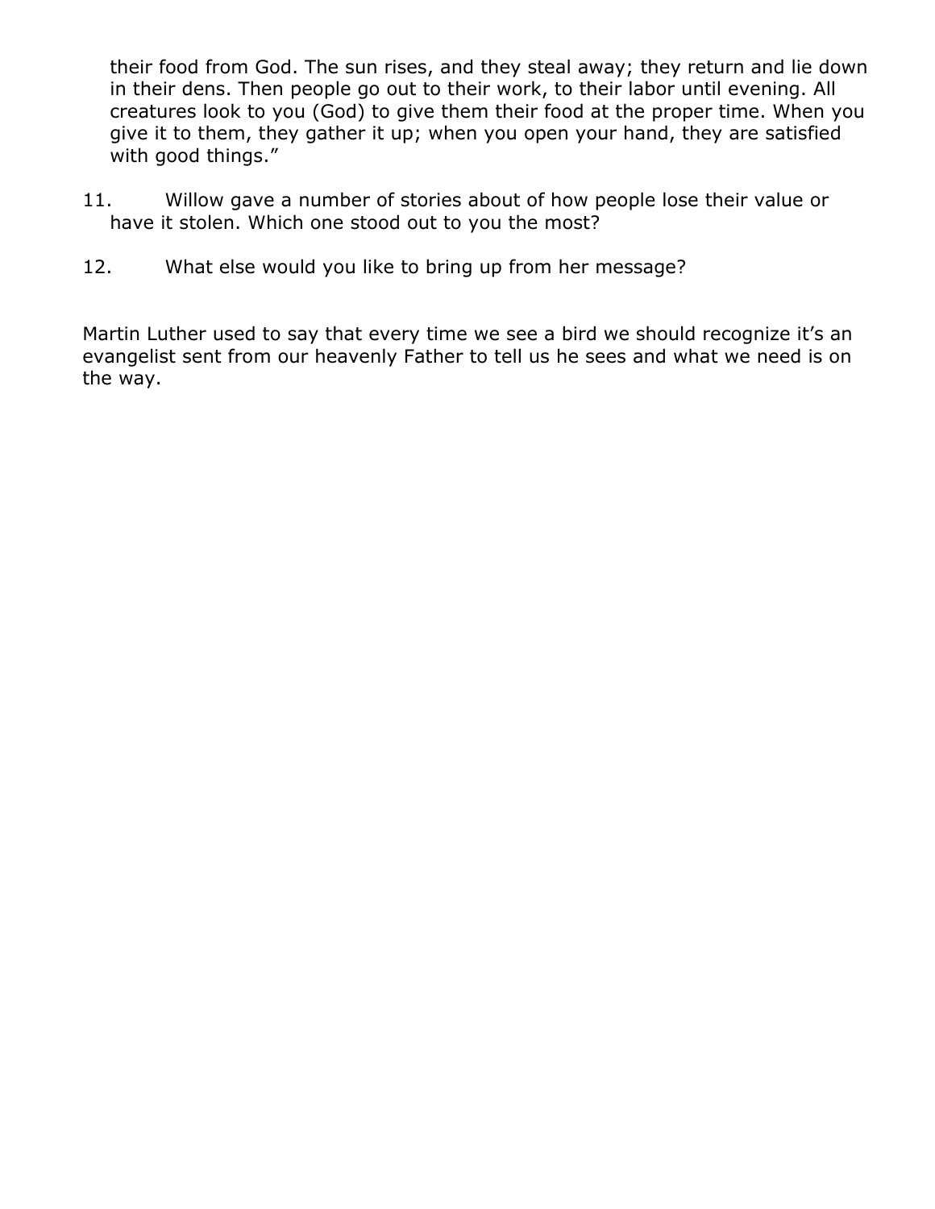their food from God. The sun rises, and they steal away; they return and lie down in their dens. Then people go out to their work, to their labor until evening. All creatures look to you (God) to give them their food at the proper time. When you give it to them, they gather it up; when you open your hand, they are satisfied with good things."

11. Willow gave a number of stories about of how people lose their value or have it stolen. Which one stood out to you the most?

12. What else would you like to bring up from her message?

Martin Luther used to say that every time we see a bird we should recognize it's an evangelist sent from our heavenly Father to tell us he sees and what we need is on the way.